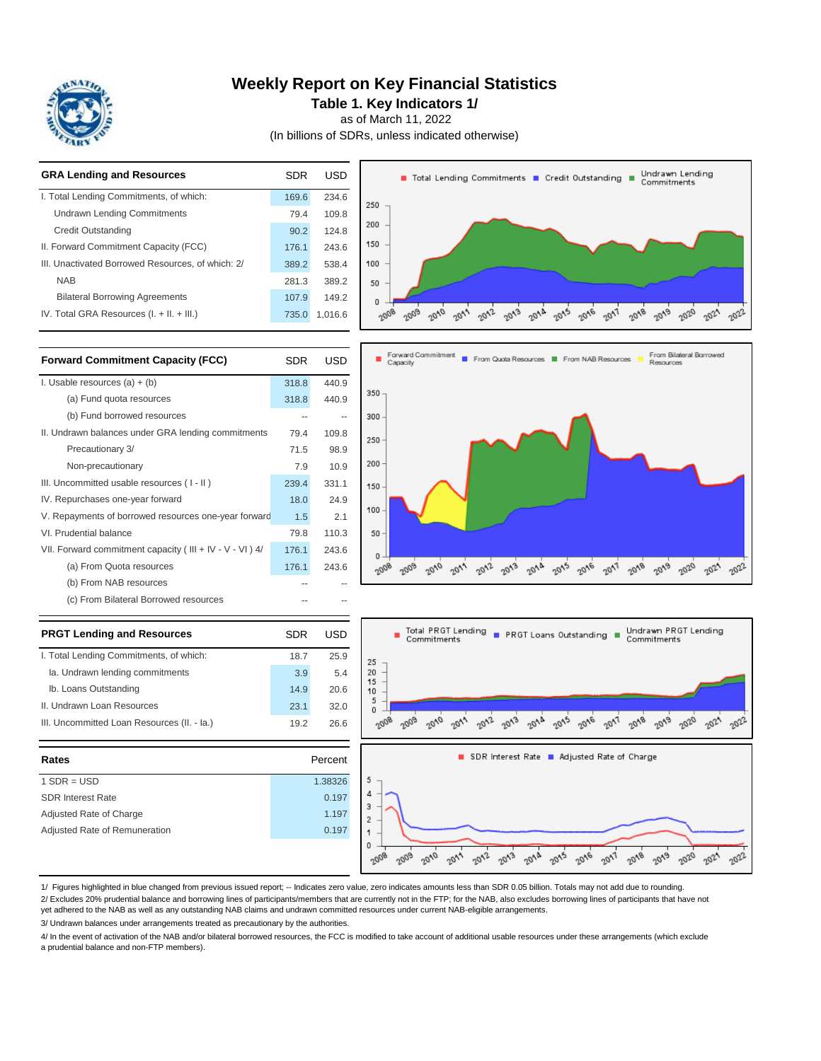# Weekly Report on Key Financial Statistics

## Table 1. Key Indicators 1/

as of March 11, 2022

(In billions of SDRs, unless indicated otherwise)

| GRA Lending and Resources | SDR | USD |
|---|---|---|
| I. Total Lending Commitments, of which: | 169.6 | 234.6 |
| Undrawn Lending Commitments | 79.4 | 109.8 |
| Credit Outstanding | 90.2 | 124.8 |
| II. Forward Commitment Capacity (FCC) | 176.1 | 243.6 |
| III. Unactivated Borrowed Resources, of which: 2/ | 389.2 | 538.4 |
| NAB | 281.3 | 389.2 |
| Bilateral Borrowing Agreements | 107.9 | 149.2 |
| IV. Total GRA Resources (I. + II. + III.) | 735.0 | 1,016.6 |

| Forward Commitment Capacity (FCC) | SDR | USD |
|---|---|---|
| I. Usable resources (a) + (b) | 318.8 | 440.9 |
| (a) Fund quota resources | 318.8 | 440.9 |
| (b) Fund borrowed resources | -- | -- |
| II. Undrawn balances under GRA lending commitments | 79.4 | 109.8 |
| Precautionary 3/ | 71.5 | 98.9 |
| Non-precautionary | 7.9 | 10.9 |
| III. Uncommitted usable resources ( I - II ) | 239.4 | 331.1 |
| IV. Repurchases one-year forward | 18.0 | 24.9 |
| V. Repayments of borrowed resources one-year forward | 1.5 | 2.1 |
| VI. Prudential balance | 79.8 | 110.3 |
| VII. Forward commitment capacity ( III + IV - V - VI ) 4/ | 176.1 | 243.6 |
| (a) From Quota resources | 176.1 | 243.6 |
| (b) From NAB resources | -- | -- |
| (c) From Bilateral Borrowed resources | -- | -- |

| PRGT Lending and Resources | SDR | USD |
|---|---|---|
| I. Total Lending Commitments, of which: | 18.7 | 25.9 |
| Ia. Undrawn lending commitments | 3.9 | 5.4 |
| Ib. Loans Outstanding | 14.9 | 20.6 |
| II. Undrawn Loan Resources | 23.1 | 32.0 |
| III. Uncommitted Loan Resources (II. - Ia.) | 19.2 | 26.6 |

| Rates | Percent |
|---|---|
| 1 SDR = USD | 1.38326 |
| SDR Interest Rate | 0.197 |
| Adjusted Rate of Charge | 1.197 |
| Adjusted Rate of Remuneration | 0.197 |

1/ Figures highlighted in blue changed from previous issued report; -- Indicates zero value, zero indicates amounts less than SDR 0.05 billion. Totals may not add due to rounding.

2/ Excludes 20% prudential balance and borrowing lines of participants/members that are currently not in the FTP; for the NAB, also excludes borrowing lines of participants that have not yet adhered to the NAB as well as any outstanding NAB claims and undrawn committed resources under current NAB-eligible arrangements.

3/ Undrawn balances under arrangements treated as precautionary by the authorities.

4/ In the event of activation of the NAB and/or bilateral borrowed resources, the FCC is modified to take account of additional usable resources under these arrangements (which exclude a prudential balance and non-FTP members).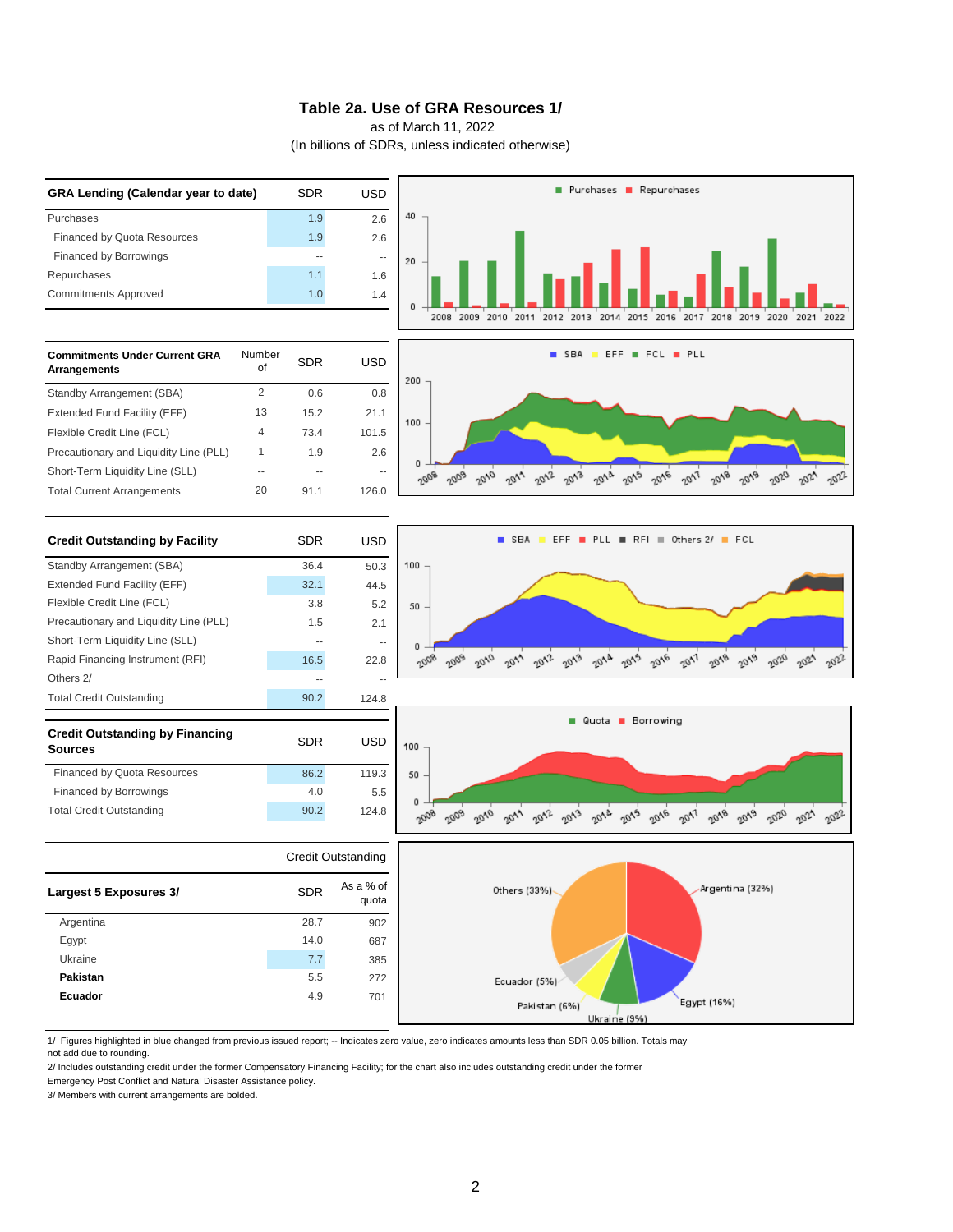# Table 2a. Use of GRA Resources 1/

as of March 11, 2022

(In billions of SDRs, unless indicated otherwise)

| GRA Lending (Calendar year to date) | SDR | USD |
|---|---|---|
| Purchases | 1.9 | 2.6 |
| Financed by Quota Resources | 1.9 | 2.6 |
| Financed by Borrowings | -- | -- |
| Repurchases | 1.1 | 1.6 |
| Commitments Approved | 1.0 | 1.4 |

| Commitments Under Current GRA Arrangements | Number of | SDR | USD |
|---|---|---|---|
| Standby Arrangement (SBA) | 2 | 0.6 | 0.8 |
| Extended Fund Facility (EFF) | 13 | 15.2 | 21.1 |
| Flexible Credit Line (FCL) | 4 | 73.4 | 101.5 |
| Precautionary and Liquidity Line (PLL) | 1 | 1.9 | 2.6 |
| Short-Term Liquidity Line (SLL) | -- | -- | -- |
| Total Current Arrangements | 20 | 91.1 | 126.0 |

| Credit Outstanding by Facility | SDR | USD |
|---|---|---|
| Standby Arrangement (SBA) | 36.4 | 50.3 |
| Extended Fund Facility (EFF) | 32.1 | 44.5 |
| Flexible Credit Line (FCL) | 3.8 | 5.2 |
| Precautionary and Liquidity Line (PLL) | 1.5 | 2.1 |
| Short-Term Liquidity Line (SLL) | -- | -- |
| Rapid Financing Instrument (RFI) | 16.5 | 22.8 |
| Others 2/ | -- | -- |
| Total Credit Outstanding | 90.2 | 124.8 |

| Credit Outstanding by Financing Sources | SDR | USD |
|---|---|---|
| Financed by Quota Resources | 86.2 | 119.3 |
| Financed by Borrowings | 4.0 | 5.5 |
| Total Credit Outstanding | 90.2 | 124.8 |

| | Credit Outstanding | |
|---|---|---|
| Largest 5 Exposures 3/ | SDR | As a % of quota |
| Argentina | 28.7 | 902 |
| Egypt | 14.0 | 687 |
| Ukraine | 7.7 | 385 |
| **Pakistan** | 5.5 | 272 |
| **Ecuador** | 4.9 | 701 |

1/ Figures highlighted in blue changed from previous issued report; -- Indicates zero value, zero indicates amounts less than SDR 0.05 billion. Totals may not add due to rounding.

2/ Includes outstanding credit under the former Compensatory Financing Facility; for the chart also includes outstanding credit under the former Emergency Post Conflict and Natural Disaster Assistance policy.

3/ Members with current arrangements are bolded.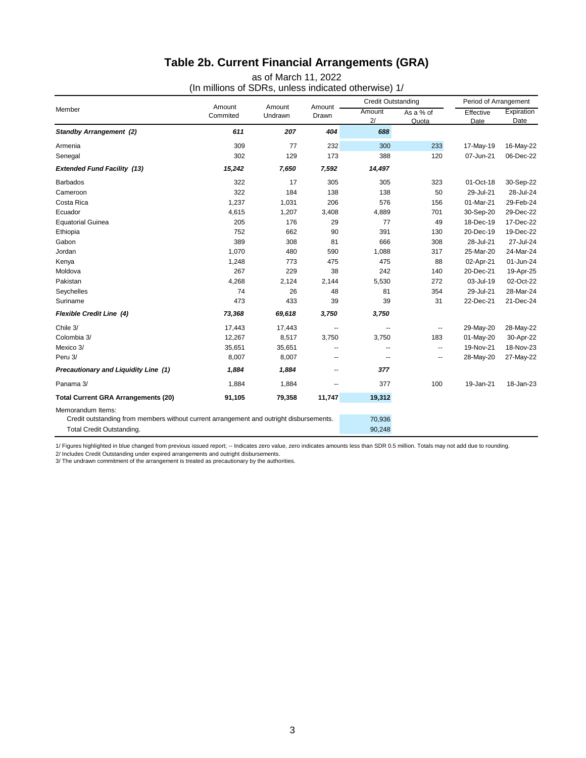## Table 2b. Current Financial Arrangements (GRA)

as of March 11, 2022
(In millions of SDRs, unless indicated otherwise) 1/

| Member | Amount Commited | Amount Undrawn | Amount Drawn | Credit Outstanding | | Period of Arrangement | |
|---|---|---|---|---|---|---|---|
| | | | | Amount 2/ | As a % of Quota | Effective Date | Expiration Date |
| ***Standby Arrangement (2)*** | ***611*** | ***207*** | ***404*** | ***688*** | | | |
| Armenia | 309 | 77 | 232 | 300 | 233 | 17-May-19 | 16-May-22 |
| Senegal | 302 | 129 | 173 | 388 | 120 | 07-Jun-21 | 06-Dec-22 |
| ***Extended Fund Facility (13)*** | ***15,242*** | ***7,650*** | ***7,592*** | ***14,497*** | | | |
| Barbados | 322 | 17 | 305 | 305 | 323 | 01-Oct-18 | 30-Sep-22 |
| Cameroon | 322 | 184 | 138 | 138 | 50 | 29-Jul-21 | 28-Jul-24 |
| Costa Rica | 1,237 | 1,031 | 206 | 576 | 156 | 01-Mar-21 | 29-Feb-24 |
| Ecuador | 4,615 | 1,207 | 3,408 | 4,889 | 701 | 30-Sep-20 | 29-Dec-22 |
| Equatorial Guinea | 205 | 176 | 29 | 77 | 49 | 18-Dec-19 | 17-Dec-22 |
| Ethiopia | 752 | 662 | 90 | 391 | 130 | 20-Dec-19 | 19-Dec-22 |
| Gabon | 389 | 308 | 81 | 666 | 308 | 28-Jul-21 | 27-Jul-24 |
| Jordan | 1,070 | 480 | 590 | 1,088 | 317 | 25-Mar-20 | 24-Mar-24 |
| Kenya | 1,248 | 773 | 475 | 475 | 88 | 02-Apr-21 | 01-Jun-24 |
| Moldova | 267 | 229 | 38 | 242 | 140 | 20-Dec-21 | 19-Apr-25 |
| Pakistan | 4,268 | 2,124 | 2,144 | 5,530 | 272 | 03-Jul-19 | 02-Oct-22 |
| Seychelles | 74 | 26 | 48 | 81 | 354 | 29-Jul-21 | 28-Mar-24 |
| Suriname | 473 | 433 | 39 | 39 | 31 | 22-Dec-21 | 21-Dec-24 |
| ***Flexible Credit Line (4)*** | ***73,368*** | ***69,618*** | ***3,750*** | ***3,750*** | | | |
| Chile 3/ | 17,443 | 17,443 | -- | -- | -- | 29-May-20 | 28-May-22 |
| Colombia 3/ | 12,267 | 8,517 | 3,750 | 3,750 | 183 | 01-May-20 | 30-Apr-22 |
| Mexico 3/ | 35,651 | 35,651 | -- | -- | -- | 19-Nov-21 | 18-Nov-23 |
| Peru 3/ | 8,007 | 8,007 | -- | -- | -- | 28-May-20 | 27-May-22 |
| ***Precautionary and Liquidity Line (1)*** | ***1,884*** | ***1,884*** | -- | ***377*** | | | |
| Panama 3/ | 1,884 | 1,884 | -- | 377 | 100 | 19-Jan-21 | 18-Jan-23 |
| **Total Current GRA Arrangements (20)** | **91,105** | **79,358** | **11,747** | **19,312** | | | |
| Memorandum Items: | | | | | | | |
| Credit outstanding from members without current arrangement and outright disbursements. | | | | 70,936 | | | |
| Total Credit Outstanding. | | | | 90,248 | | | |

1/ Figures highlighted in blue changed from previous issued report; -- Indicates zero value, zero indicates amounts less than SDR 0.5 million. Totals may not add due to rounding.
2/ Includes Credit Outstanding under expired arrangements and outright disbursements.
3/ The undrawn commitment of the arrangement is treated as precautionary by the authorities.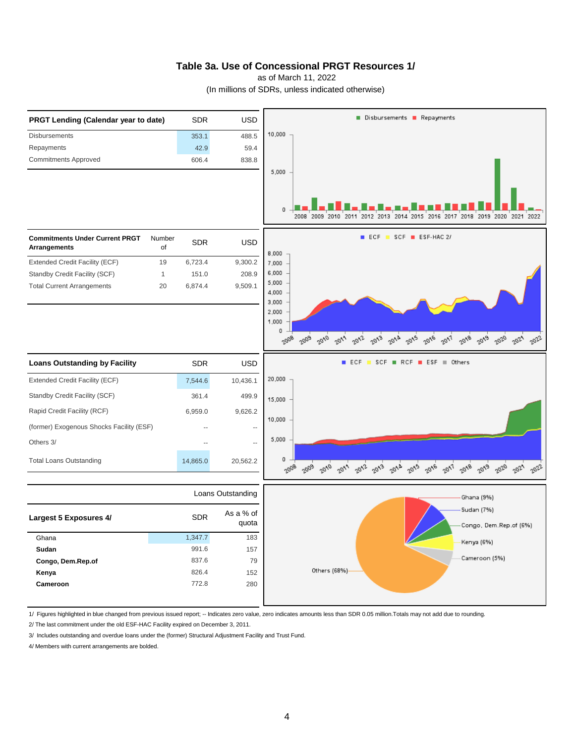# Table 3a. Use of Concessional PRGT Resources 1/

as of March 11, 2022

(In millions of SDRs, unless indicated otherwise)

| PRGT Lending (Calendar year to date) | SDR | USD |
|---|---|---|
| Disbursements | 353.1 | 488.5 |
| Repayments | 42.9 | 59.4 |
| Commitments Approved | 606.4 | 838.8 |

| Commitments Under Current PRGT Arrangements | Number of | SDR | USD |
|---|---|---|---|
| Extended Credit Facility (ECF) | 19 | 6,723.4 | 9,300.2 |
| Standby Credit Facility (SCF) | 1 | 151.0 | 208.9 |
| Total Current Arrangements | 20 | 6,874.4 | 9,509.1 |

| Loans Outstanding by Facility | SDR | USD |
|---|---|---|
| Extended Credit Facility (ECF) | 7,544.6 | 10,436.1 |
| Standby Credit Facility (SCF) | 361.4 | 499.9 |
| Rapid Credit Facility (RCF) | 6,959.0 | 9,626.2 |
| (former) Exogenous Shocks Facility (ESF) | -- | -- |
| Others 3/ | -- | -- |
| Total Loans Outstanding | 14,865.0 | 20,562.2 |

| | Loans Outstanding | |
|---|---|---|
| Largest 5 Exposures 4/ | SDR | As a % of quota |
| Ghana | 1,347.7 | 183 |
| **Sudan** | 991.6 | 157 |
| **Congo, Dem.Rep.of** | 837.6 | 79 |
| **Kenya** | 826.4 | 152 |
| **Cameroon** | 772.8 | 280 |

1/ Figures highlighted in blue changed from previous issued report; -- Indicates zero value, zero indicates amounts less than SDR 0.05 million.Totals may not add due to rounding.

2/ The last commitment under the old ESF-HAC Facility expired on December 3, 2011.

3/ Includes outstanding and overdue loans under the (former) Structural Adjustment Facility and Trust Fund.

4/ Members with current arrangements are bolded.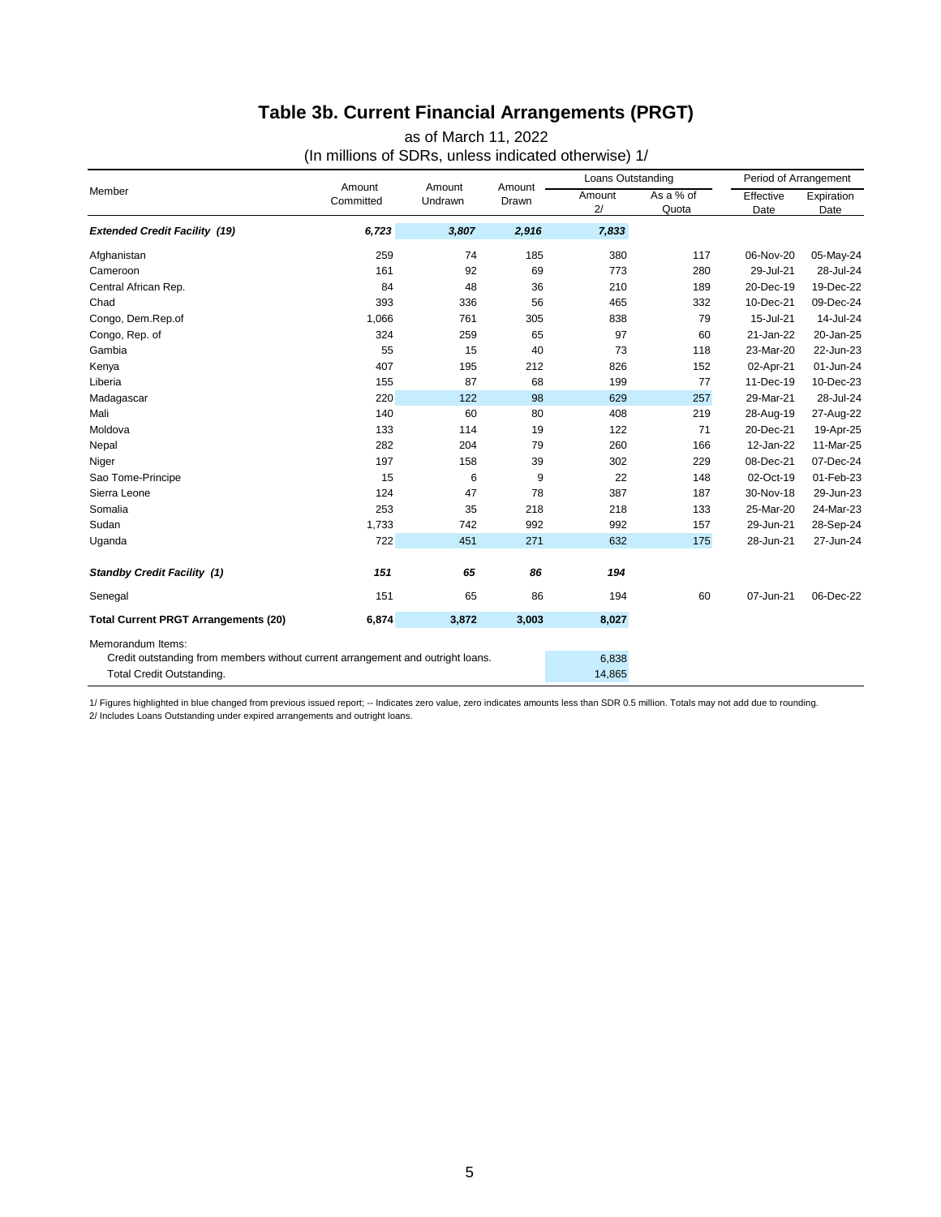# Table 3b. Current Financial Arrangements (PRGT)

as of March 11, 2022

(In millions of SDRs, unless indicated otherwise) 1/

| Member | Amount Committed | Amount Undrawn | Amount Drawn | Loans Outstanding | | Period of Arrangement | |
|---|---|---|---|---|---|---|---|
| | | | | Amount 2/ | As a % of Quota | Effective Date | Expiration Date |
| ***Extended Credit Facility (19)*** | ***6,723*** | ***3,807*** | ***2,916*** | ***7,833*** | | | |
| Afghanistan | 259 | 74 | 185 | 380 | 117 | 06-Nov-20 | 05-May-24 |
| Cameroon | 161 | 92 | 69 | 773 | 280 | 29-Jul-21 | 28-Jul-24 |
| Central African Rep. | 84 | 48 | 36 | 210 | 189 | 20-Dec-19 | 19-Dec-22 |
| Chad | 393 | 336 | 56 | 465 | 332 | 10-Dec-21 | 09-Dec-24 |
| Congo, Dem.Rep.of | 1,066 | 761 | 305 | 838 | 79 | 15-Jul-21 | 14-Jul-24 |
| Congo, Rep. of | 324 | 259 | 65 | 97 | 60 | 21-Jan-22 | 20-Jan-25 |
| Gambia | 55 | 15 | 40 | 73 | 118 | 23-Mar-20 | 22-Jun-23 |
| Kenya | 407 | 195 | 212 | 826 | 152 | 02-Apr-21 | 01-Jun-24 |
| Liberia | 155 | 87 | 68 | 199 | 77 | 11-Dec-19 | 10-Dec-23 |
| Madagascar | 220 | 122 | 98 | 629 | 257 | 29-Mar-21 | 28-Jul-24 |
| Mali | 140 | 60 | 80 | 408 | 219 | 28-Aug-19 | 27-Aug-22 |
| Moldova | 133 | 114 | 19 | 122 | 71 | 20-Dec-21 | 19-Apr-25 |
| Nepal | 282 | 204 | 79 | 260 | 166 | 12-Jan-22 | 11-Mar-25 |
| Niger | 197 | 158 | 39 | 302 | 229 | 08-Dec-21 | 07-Dec-24 |
| Sao Tome-Principe | 15 | 6 | 9 | 22 | 148 | 02-Oct-19 | 01-Feb-23 |
| Sierra Leone | 124 | 47 | 78 | 387 | 187 | 30-Nov-18 | 29-Jun-23 |
| Somalia | 253 | 35 | 218 | 218 | 133 | 25-Mar-20 | 24-Mar-23 |
| Sudan | 1,733 | 742 | 992 | 992 | 157 | 29-Jun-21 | 28-Sep-24 |
| Uganda | 722 | 451 | 271 | 632 | 175 | 28-Jun-21 | 27-Jun-24 |
| ***Standby Credit Facility (1)*** | ***151*** | ***65*** | ***86*** | ***194*** | | | |
| Senegal | 151 | 65 | 86 | 194 | 60 | 07-Jun-21 | 06-Dec-22 |
| **Total Current PRGT Arrangements (20)** | **6,874** | **3,872** | **3,003** | **8,027** | | | |
| Memorandum Items: | | | | | | | |
| Credit outstanding from members without current arrangement and outright loans. | | | | 6,838 | | | |
| Total Credit Outstanding. | | | | 14,865 | | | |

1/ Figures highlighted in blue changed from previous issued report; -- Indicates zero value, zero indicates amounts less than SDR 0.5 million. Totals may not add due to rounding.

2/ Includes Loans Outstanding under expired arrangements and outright loans.